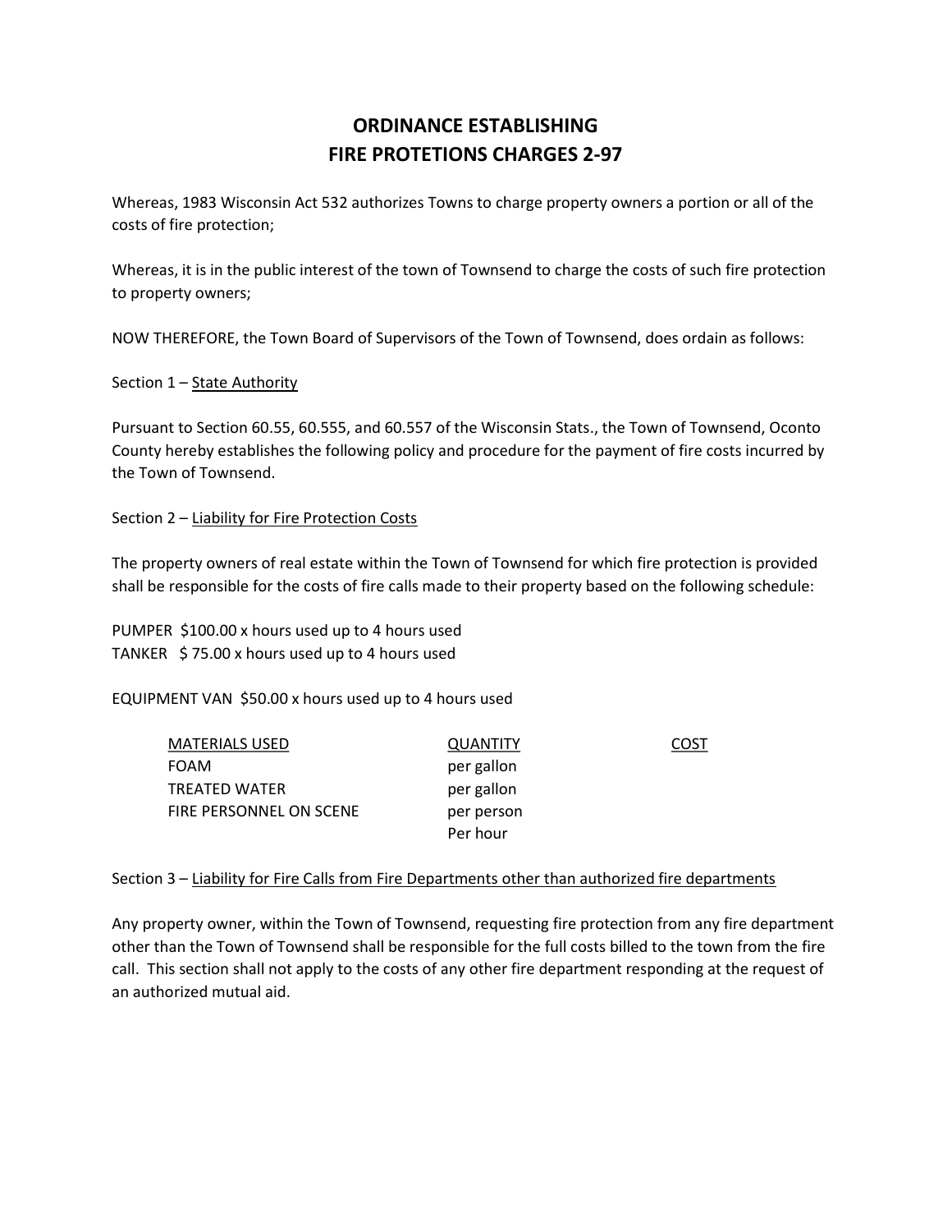# ORDINANCE ESTABLISHING FIRE PROTETIONS CHARGES 2-97

Whereas, 1983 Wisconsin Act 532 authorizes Towns to charge property owners a portion or all of the costs of fire protection;

Whereas, it is in the public interest of the town of Townsend to charge the costs of such fire protection to property owners;

NOW THEREFORE, the Town Board of Supervisors of the Town of Townsend, does ordain as follows:

Section 1 – State Authority

Pursuant to Section 60.55, 60.555, and 60.557 of the Wisconsin Stats., the Town of Townsend, Oconto County hereby establishes the following policy and procedure for the payment of fire costs incurred by the Town of Townsend.

Section 2 – Liability for Fire Protection Costs

The property owners of real estate within the Town of Townsend for which fire protection is provided shall be responsible for the costs of fire calls made to their property based on the following schedule:

PUMPER $100.00 x hours used up to 4 hours used
TANKER $ 75.00 x hours used up to 4 hours used

EQUIPMENT VAN $50.00 x hours used up to 4 hours used

| MATERIALS USED | QUANTITY | COST |
| --- | --- | --- |
| FOAM | per gallon | |
| TREATED WATER | per gallon | |
| FIRE PERSONNEL ON SCENE | per person Per hour | |

Section 3 – Liability for Fire Calls from Fire Departments other than authorized fire departments

Any property owner, within the Town of Townsend, requesting fire protection from any fire department other than the Town of Townsend shall be responsible for the full costs billed to the town from the fire call. This section shall not apply to the costs of any other fire department responding at the request of an authorized mutual aid.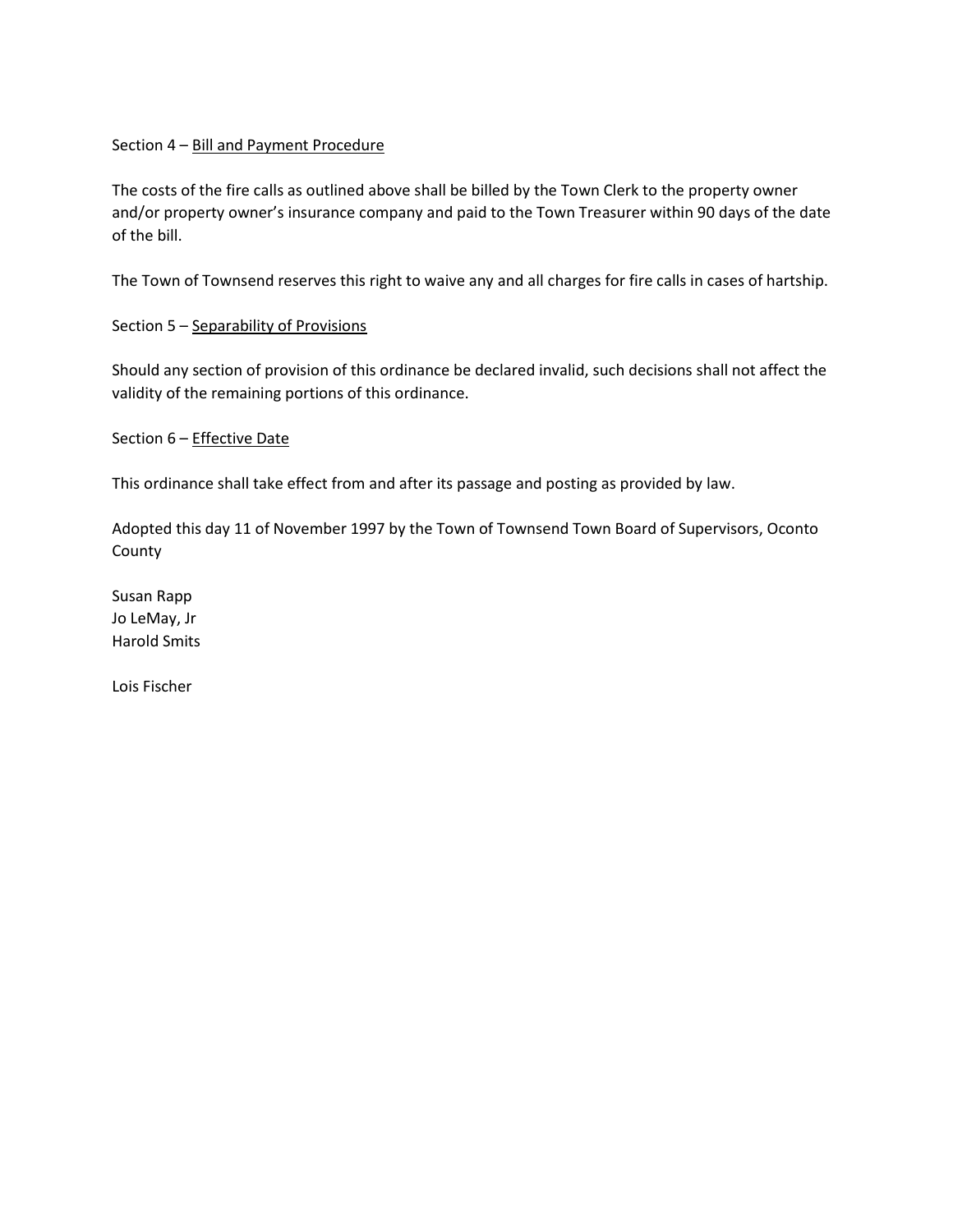Section 4 – Bill and Payment Procedure

The costs of the fire calls as outlined above shall be billed by the Town Clerk to the property owner and/or property owner's insurance company and paid to the Town Treasurer within 90 days of the date of the bill.

The Town of Townsend reserves this right to waive any and all charges for fire calls in cases of hartship.

Section 5 – Separability of Provisions

Should any section of provision of this ordinance be declared invalid, such decisions shall not affect the validity of the remaining portions of this ordinance.

Section 6 – Effective Date

This ordinance shall take effect from and after its passage and posting as provided by law.

Adopted this day 11 of November 1997 by the Town of Townsend Town Board of Supervisors, Oconto County

Susan Rapp
Jo LeMay, Jr
Harold Smits

Lois Fischer